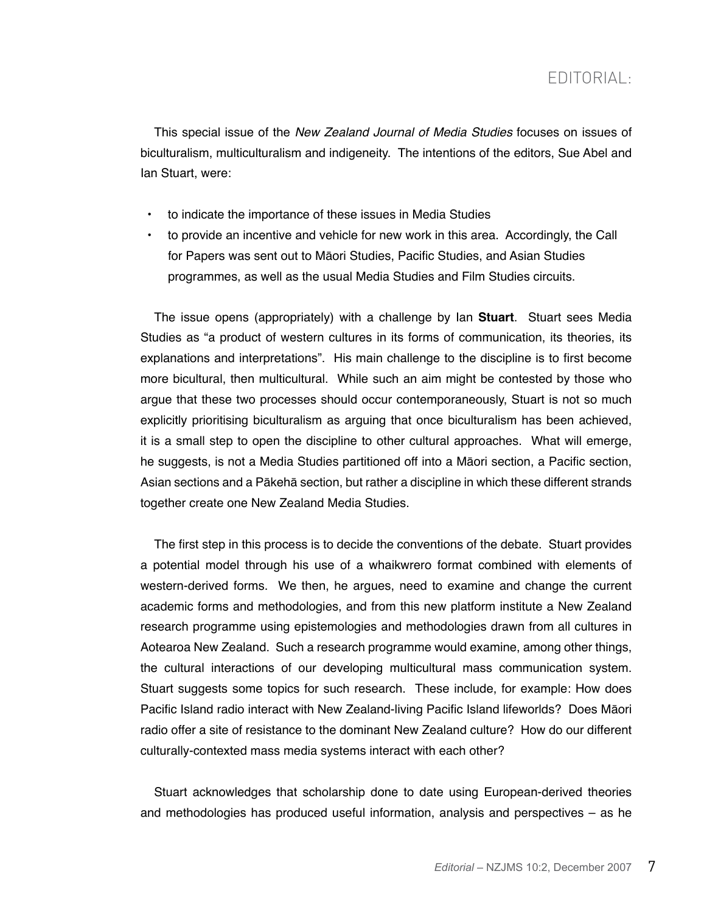# EDITORIAL:

This special issue of the *New Zealand Journal of Media Studies* focuses on issues of biculturalism, multiculturalism and indigeneity. The intentions of the editors, Sue Abel and Ian Stuart, were:

- to indicate the importance of these issues in Media Studies
- to provide an incentive and vehicle for new work in this area. Accordingly, the Call for Papers was sent out to Māori Studies, Pacific Studies, and Asian Studies programmes, as well as the usual Media Studies and Film Studies circuits.

The issue opens (appropriately) with a challenge by Ian **Stuart**. Stuart sees Media Studies as "a product of western cultures in its forms of communication, its theories, its explanations and interpretations". His main challenge to the discipline is to first become more bicultural, then multicultural. While such an aim might be contested by those who argue that these two processes should occur contemporaneously, Stuart is not so much explicitly prioritising biculturalism as arguing that once biculturalism has been achieved, it is a small step to open the discipline to other cultural approaches. What will emerge, he suggests, is not a Media Studies partitioned off into a Māori section, a Pacific section, Asian sections and a Pākehā section, but rather a discipline in which these different strands together create one New Zealand Media Studies.

The first step in this process is to decide the conventions of the debate. Stuart provides a potential model through his use of a whaikwrero format combined with elements of western-derived forms. We then, he argues, need to examine and change the current academic forms and methodologies, and from this new platform institute a New Zealand research programme using epistemologies and methodologies drawn from all cultures in Aotearoa New Zealand. Such a research programme would examine, among other things, the cultural interactions of our developing multicultural mass communication system. Stuart suggests some topics for such research. These include, for example: How does Pacific Island radio interact with New Zealand-living Pacific Island lifeworlds? Does Māori radio offer a site of resistance to the dominant New Zealand culture? How do our different culturally-contexted mass media systems interact with each other?

Stuart acknowledges that scholarship done to date using European-derived theories and methodologies has produced useful information, analysis and perspectives – as he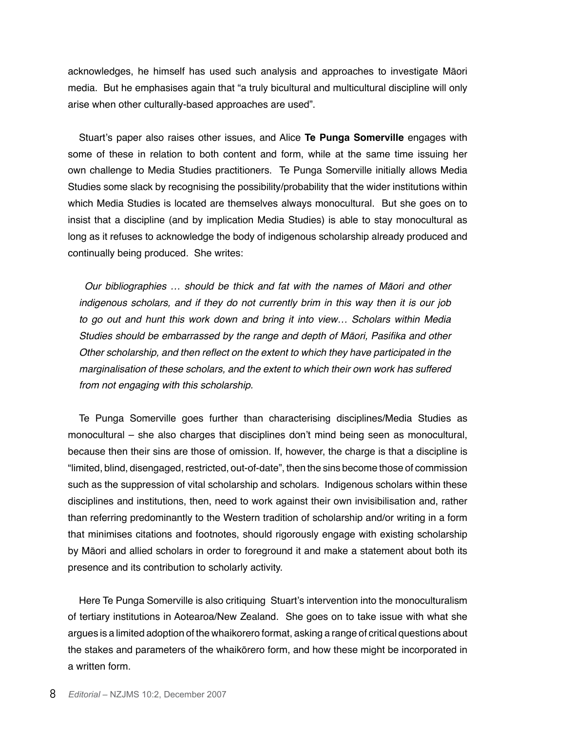acknowledges, he himself has used such analysis and approaches to investigate Māori media. But he emphasises again that "a truly bicultural and multicultural discipline will only arise when other culturally-based approaches are used".

Stuart's paper also raises other issues, and Alice **Te Punga Somerville** engages with some of these in relation to both content and form, while at the same time issuing her own challenge to Media Studies practitioners. Te Punga Somerville initially allows Media Studies some slack by recognising the possibility/probability that the wider institutions within which Media Studies is located are themselves always monocultural. But she goes on to insist that a discipline (and by implication Media Studies) is able to stay monocultural as long as it refuses to acknowledge the body of indigenous scholarship already produced and continually being produced. She writes:

> *Our bibliographies … should be thick and fat with the names of Māori and other indigenous scholars, and if they do not currently brim in this way then it is our job to go out and hunt this work down and bring it into view… Scholars within Media Studies should be embarrassed by the range and depth of Māori, Pasifika and other Other scholarship, and then reflect on the extent to which they have participated in the marginalisation of these scholars, and the extent to which their own work has suffered from not engaging with this scholarship.*

Te Punga Somerville goes further than characterising disciplines/Media Studies as monocultural – she also charges that disciplines don't mind being seen as monocultural, because then their sins are those of omission. If, however, the charge is that a discipline is "limited, blind, disengaged, restricted, out-of-date", then the sins become those of commission such as the suppression of vital scholarship and scholars. Indigenous scholars within these disciplines and institutions, then, need to work against their own invisibilisation and, rather than referring predominantly to the Western tradition of scholarship and/or writing in a form that minimises citations and footnotes, should rigorously engage with existing scholarship by Māori and allied scholars in order to foreground it and make a statement about both its presence and its contribution to scholarly activity.

Here Te Punga Somerville is also critiquing Stuart's intervention into the monoculturalism of tertiary institutions in Aotearoa/New Zealand. She goes on to take issue with what she argues is a limited adoption of the whaikorero format, asking a range of critical questions about the stakes and parameters of the whaikōrero form, and how these might be incorporated in a written form.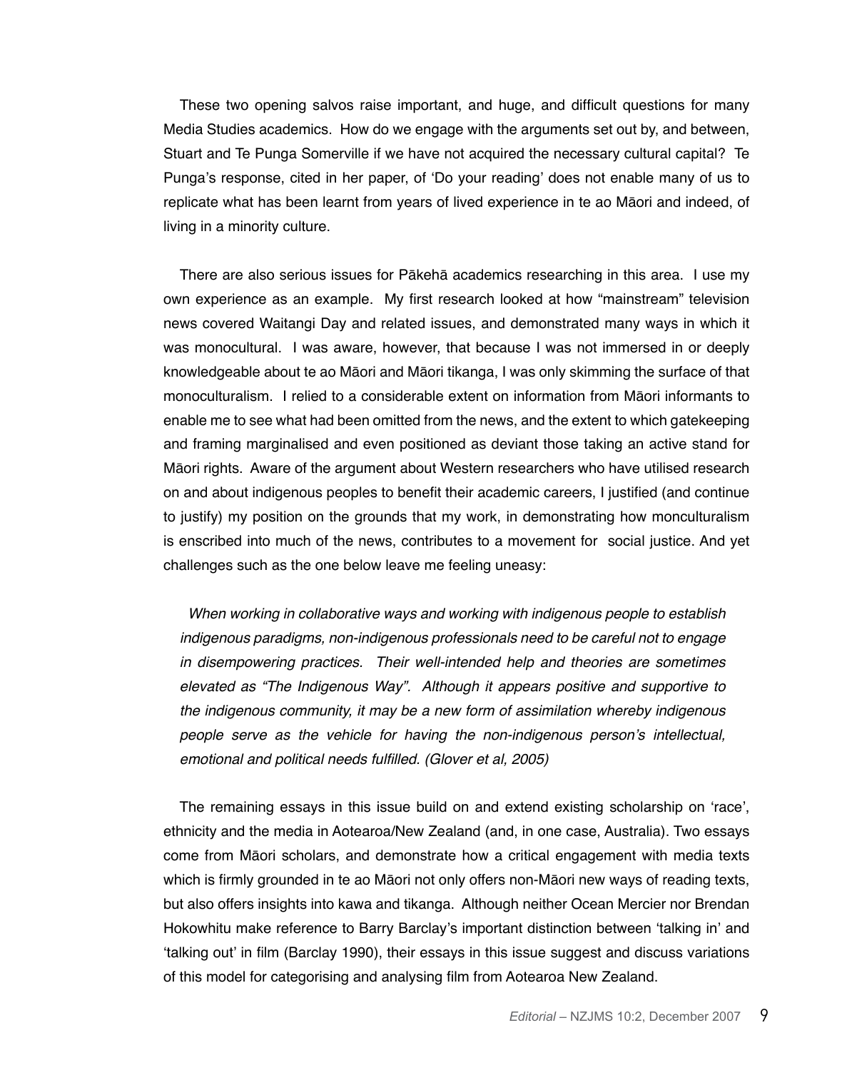These two opening salvos raise important, and huge, and difficult questions for many Media Studies academics. How do we engage with the arguments set out by, and between, Stuart and Te Punga Somerville if we have not acquired the necessary cultural capital? Te Punga's response, cited in her paper, of 'Do your reading' does not enable many of us to replicate what has been learnt from years of lived experience in te ao Māori and indeed, of living in a minority culture.

There are also serious issues for Pākehā academics researching in this area. I use my own experience as an example. My first research looked at how "mainstream" television news covered Waitangi Day and related issues, and demonstrated many ways in which it was monocultural. I was aware, however, that because I was not immersed in or deeply knowledgeable about te ao Māori and Māori tikanga, I was only skimming the surface of that monoculturalism. I relied to a considerable extent on information from Māori informants to enable me to see what had been omitted from the news, and the extent to which gatekeeping and framing marginalised and even positioned as deviant those taking an active stand for Māori rights. Aware of the argument about Western researchers who have utilised research on and about indigenous peoples to benefit their academic careers, I justified (and continue to justify) my position on the grounds that my work, in demonstrating how monculturalism is enscribed into much of the news, contributes to a movement for social justice. And yet challenges such as the one below leave me feeling uneasy:

> *When working in collaborative ways and working with indigenous people to establish indigenous paradigms, non-indigenous professionals need to be careful not to engage in disempowering practices. Their well-intended help and theories are sometimes elevated as "The Indigenous Way". Although it appears positive and supportive to the indigenous community, it may be a new form of assimilation whereby indigenous people serve as the vehicle for having the non-indigenous person's intellectual, emotional and political needs fulfilled. (Glover et al, 2005)*

The remaining essays in this issue build on and extend existing scholarship on 'race', ethnicity and the media in Aotearoa/New Zealand (and, in one case, Australia). Two essays come from Māori scholars, and demonstrate how a critical engagement with media texts which is firmly grounded in te ao Māori not only offers non-Māori new ways of reading texts, but also offers insights into kawa and tikanga. Although neither Ocean Mercier nor Brendan Hokowhitu make reference to Barry Barclay's important distinction between 'talking in' and 'talking out' in film (Barclay 1990), their essays in this issue suggest and discuss variations of this model for categorising and analysing film from Aotearoa New Zealand.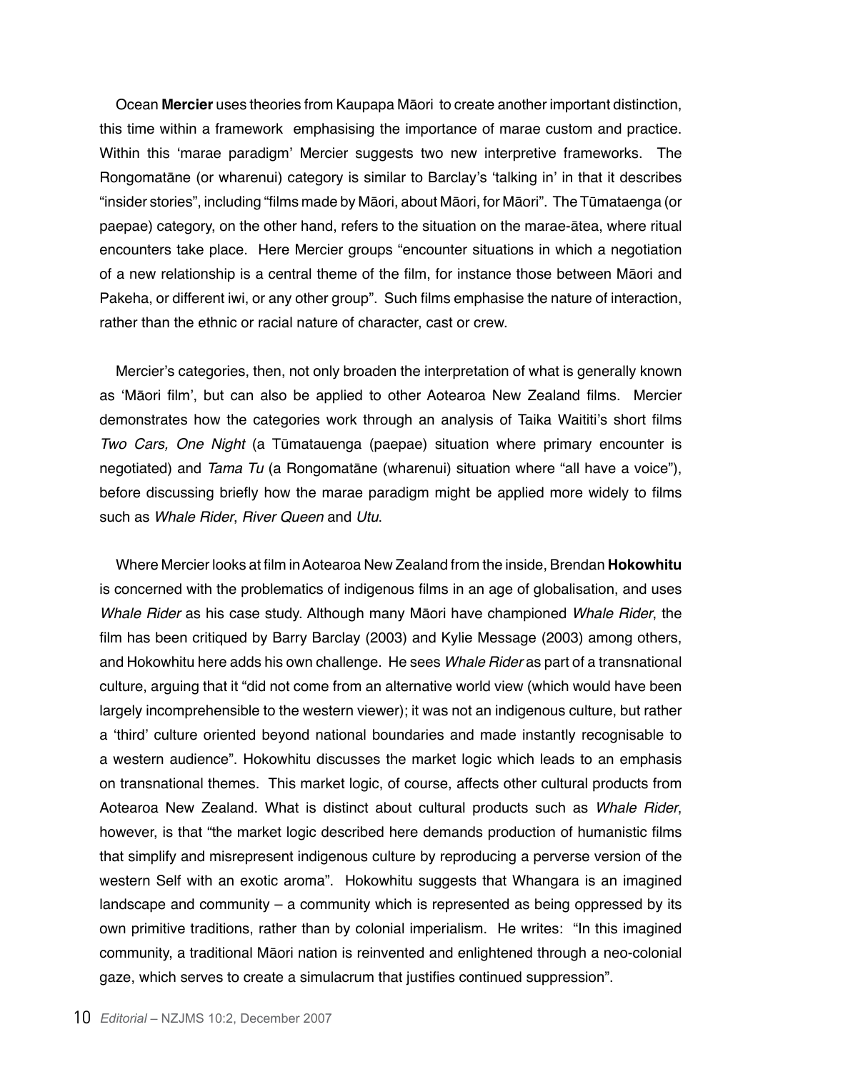Ocean **Mercier** uses theories from Kaupapa Māori to create another important distinction, this time within a framework emphasising the importance of marae custom and practice. Within this 'marae paradigm' Mercier suggests two new interpretive frameworks. The Rongomatāne (or wharenui) category is similar to Barclay's 'talking in' in that it describes "insider stories", including "films made by Māori, about Māori, for Māori". The Tūmataenga (or paepae) category, on the other hand, refers to the situation on the marae-ātea, where ritual encounters take place. Here Mercier groups "encounter situations in which a negotiation of a new relationship is a central theme of the film, for instance those between Māori and Pakeha, or different iwi, or any other group". Such films emphasise the nature of interaction, rather than the ethnic or racial nature of character, cast or crew.

Mercier's categories, then, not only broaden the interpretation of what is generally known as 'Māori film', but can also be applied to other Aotearoa New Zealand films. Mercier demonstrates how the categories work through an analysis of Taika Waititi's short films *Two Cars, One Night* (a Tūmatauenga (paepae) situation where primary encounter is negotiated) and *Tama Tu* (a Rongomatāne (wharenui) situation where "all have a voice"), before discussing briefly how the marae paradigm might be applied more widely to films such as *Whale Rider*, *River Queen* and *Utu*.

Where Mercier looks at film in Aotearoa New Zealand from the inside, Brendan **Hokowhitu** is concerned with the problematics of indigenous films in an age of globalisation, and uses *Whale Rider* as his case study. Although many Māori have championed *Whale Rider*, the film has been critiqued by Barry Barclay (2003) and Kylie Message (2003) among others, and Hokowhitu here adds his own challenge. He sees *Whale Rider* as part of a transnational culture, arguing that it "did not come from an alternative world view (which would have been largely incomprehensible to the western viewer); it was not an indigenous culture, but rather a 'third' culture oriented beyond national boundaries and made instantly recognisable to a western audience". Hokowhitu discusses the market logic which leads to an emphasis on transnational themes. This market logic, of course, affects other cultural products from Aotearoa New Zealand. What is distinct about cultural products such as *Whale Rider*, however, is that "the market logic described here demands production of humanistic films that simplify and misrepresent indigenous culture by reproducing a perverse version of the western Self with an exotic aroma". Hokowhitu suggests that Whangara is an imagined landscape and community – a community which is represented as being oppressed by its own primitive traditions, rather than by colonial imperialism. He writes: "In this imagined community, a traditional Māori nation is reinvented and enlightened through a neo-colonial gaze, which serves to create a simulacrum that justifies continued suppression".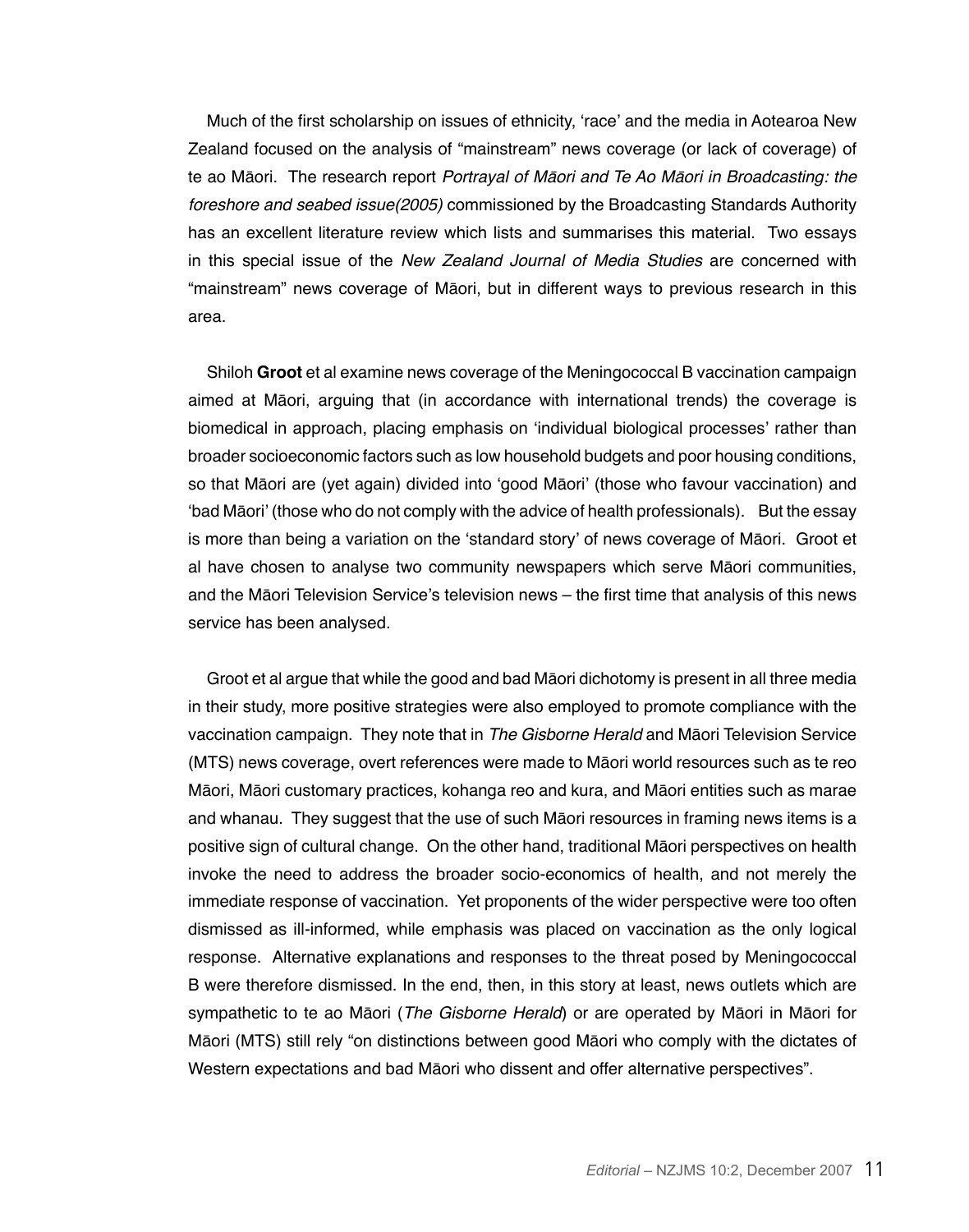Much of the first scholarship on issues of ethnicity, 'race' and the media in Aotearoa New Zealand focused on the analysis of "mainstream" news coverage (or lack of coverage) of te ao Māori. The research report *Portrayal of Māori and Te Ao Māori in Broadcasting: the foreshore and seabed issue(2005)* commissioned by the Broadcasting Standards Authority has an excellent literature review which lists and summarises this material. Two essays in this special issue of the *New Zealand Journal of Media Studies* are concerned with "mainstream" news coverage of Māori, but in different ways to previous research in this area.

Shiloh **Groot** et al examine news coverage of the Meningococcal B vaccination campaign aimed at Māori, arguing that (in accordance with international trends) the coverage is biomedical in approach, placing emphasis on 'individual biological processes' rather than broader socioeconomic factors such as low household budgets and poor housing conditions, so that Māori are (yet again) divided into 'good Māori' (those who favour vaccination) and 'bad Māori' (those who do not comply with the advice of health professionals). But the essay is more than being a variation on the 'standard story' of news coverage of Māori. Groot et al have chosen to analyse two community newspapers which serve Māori communities, and the Māori Television Service's television news – the first time that analysis of this news service has been analysed.

Groot et al argue that while the good and bad Māori dichotomy is present in all three media in their study, more positive strategies were also employed to promote compliance with the vaccination campaign. They note that in *The Gisborne Herald* and Māori Television Service (MTS) news coverage, overt references were made to Māori world resources such as te reo Māori, Māori customary practices, kohanga reo and kura, and Māori entities such as marae and whanau. They suggest that the use of such Māori resources in framing news items is a positive sign of cultural change. On the other hand, traditional Māori perspectives on health invoke the need to address the broader socio-economics of health, and not merely the immediate response of vaccination. Yet proponents of the wider perspective were too often dismissed as ill-informed, while emphasis was placed on vaccination as the only logical response. Alternative explanations and responses to the threat posed by Meningococcal B were therefore dismissed. In the end, then, in this story at least, news outlets which are sympathetic to te ao Māori (*The Gisborne Herald*) or are operated by Māori in Māori for Māori (MTS) still rely "on distinctions between good Māori who comply with the dictates of Western expectations and bad Māori who dissent and offer alternative perspectives".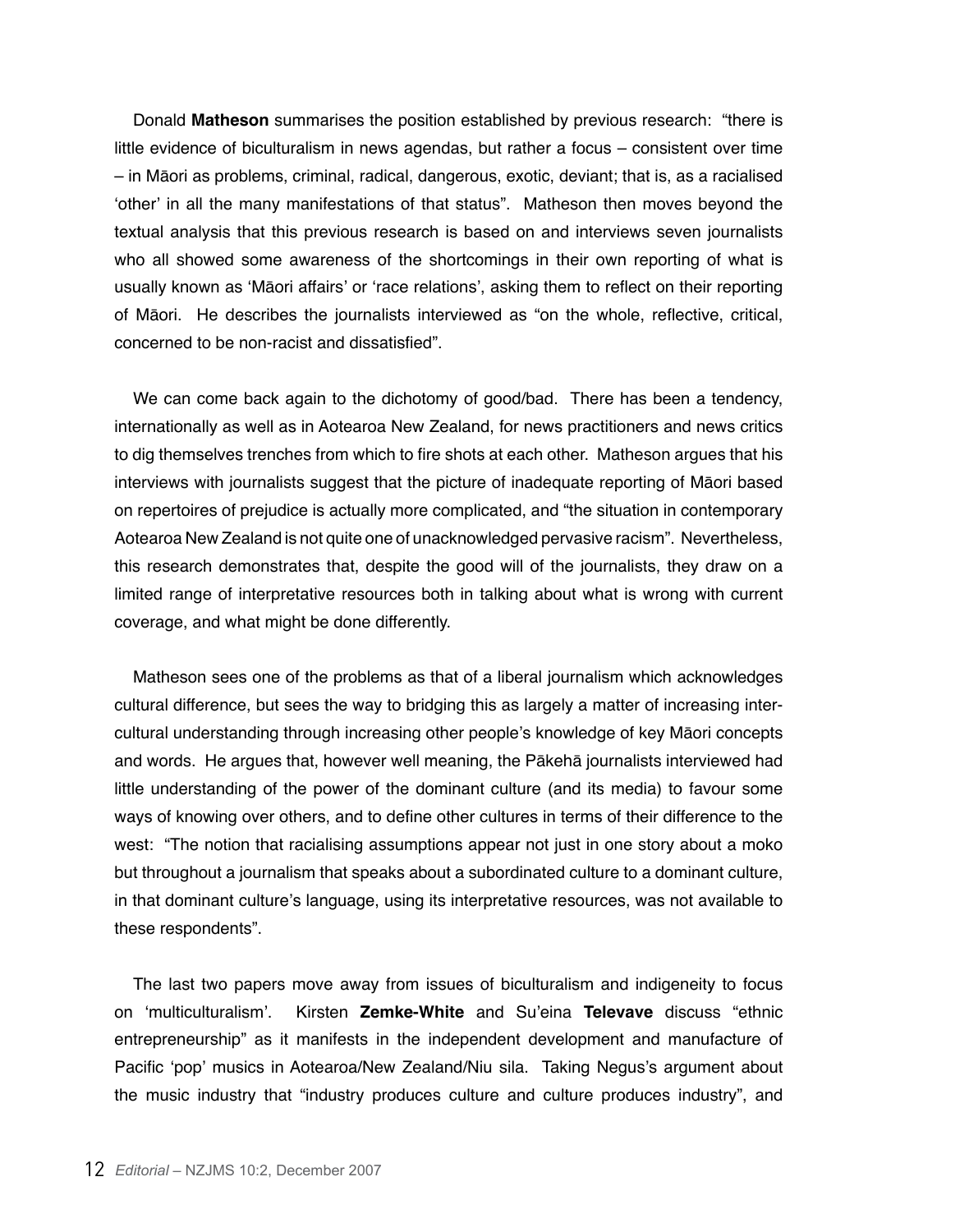Donald **Matheson** summarises the position established by previous research: "there is little evidence of biculturalism in news agendas, but rather a focus – consistent over time – in Māori as problems, criminal, radical, dangerous, exotic, deviant; that is, as a racialised 'other' in all the many manifestations of that status". Matheson then moves beyond the textual analysis that this previous research is based on and interviews seven journalists who all showed some awareness of the shortcomings in their own reporting of what is usually known as 'Māori affairs' or 'race relations', asking them to reflect on their reporting of Māori. He describes the journalists interviewed as "on the whole, reflective, critical, concerned to be non-racist and dissatisfied".

We can come back again to the dichotomy of good/bad. There has been a tendency, internationally as well as in Aotearoa New Zealand, for news practitioners and news critics to dig themselves trenches from which to fire shots at each other. Matheson argues that his interviews with journalists suggest that the picture of inadequate reporting of Māori based on repertoires of prejudice is actually more complicated, and "the situation in contemporary Aotearoa New Zealand is not quite one of unacknowledged pervasive racism". Nevertheless, this research demonstrates that, despite the good will of the journalists, they draw on a limited range of interpretative resources both in talking about what is wrong with current coverage, and what might be done differently.

Matheson sees one of the problems as that of a liberal journalism which acknowledges cultural difference, but sees the way to bridging this as largely a matter of increasing inter-cultural understanding through increasing other people's knowledge of key Māori concepts and words. He argues that, however well meaning, the Pākehā journalists interviewed had little understanding of the power of the dominant culture (and its media) to favour some ways of knowing over others, and to define other cultures in terms of their difference to the west: "The notion that racialising assumptions appear not just in one story about a moko but throughout a journalism that speaks about a subordinated culture to a dominant culture, in that dominant culture's language, using its interpretative resources, was not available to these respondents".

The last two papers move away from issues of biculturalism and indigeneity to focus on 'multiculturalism'. Kirsten **Zemke-White** and Su'eina **Televave** discuss "ethnic entrepreneurship" as it manifests in the independent development and manufacture of Pacific 'pop' musics in Aotearoa/New Zealand/Niu sila. Taking Negus's argument about the music industry that "industry produces culture and culture produces industry", and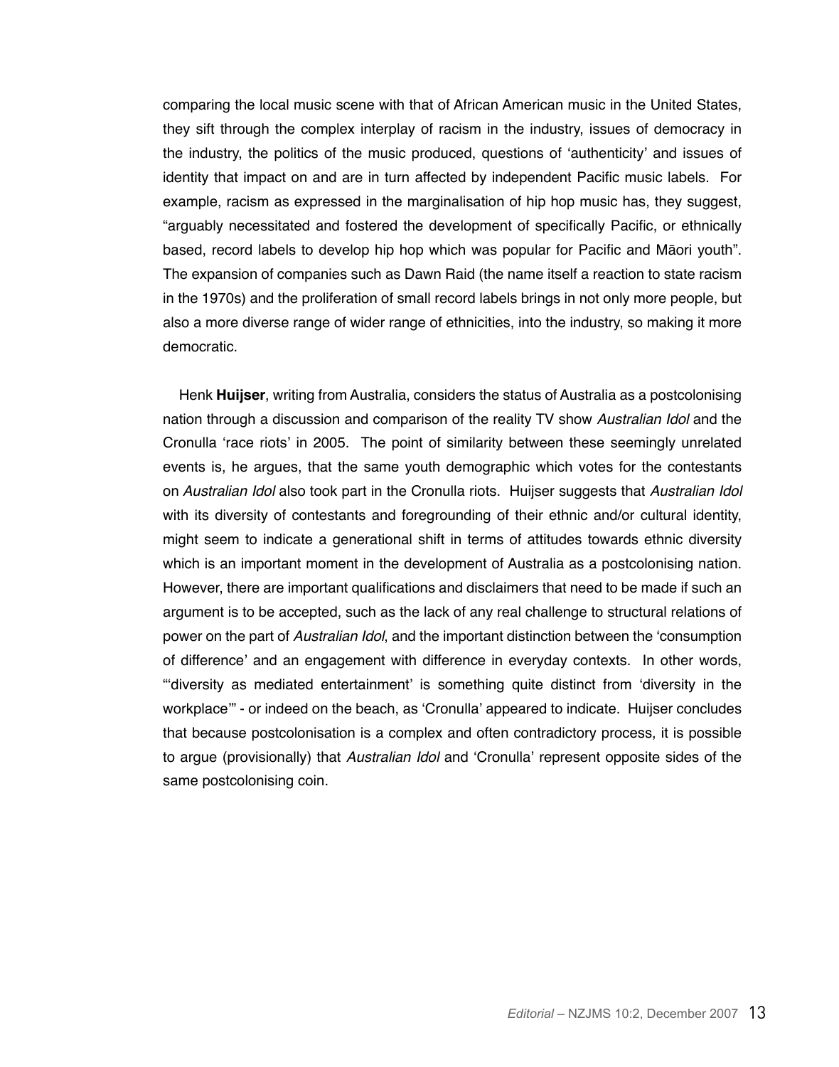comparing the local music scene with that of African American music in the United States, they sift through the complex interplay of racism in the industry, issues of democracy in the industry, the politics of the music produced, questions of 'authenticity' and issues of identity that impact on and are in turn affected by independent Pacific music labels. For example, racism as expressed in the marginalisation of hip hop music has, they suggest, "arguably necessitated and fostered the development of specifically Pacific, or ethnically based, record labels to develop hip hop which was popular for Pacific and Māori youth". The expansion of companies such as Dawn Raid (the name itself a reaction to state racism in the 1970s) and the proliferation of small record labels brings in not only more people, but also a more diverse range of wider range of ethnicities, into the industry, so making it more democratic.

Henk **Huijser**, writing from Australia, considers the status of Australia as a postcolonising nation through a discussion and comparison of the reality TV show *Australian Idol* and the Cronulla 'race riots' in 2005. The point of similarity between these seemingly unrelated events is, he argues, that the same youth demographic which votes for the contestants on *Australian Idol* also took part in the Cronulla riots. Huijser suggests that *Australian Idol* with its diversity of contestants and foregrounding of their ethnic and/or cultural identity, might seem to indicate a generational shift in terms of attitudes towards ethnic diversity which is an important moment in the development of Australia as a postcolonising nation. However, there are important qualifications and disclaimers that need to be made if such an argument is to be accepted, such as the lack of any real challenge to structural relations of power on the part of *Australian Idol*, and the important distinction between the 'consumption of difference' and an engagement with difference in everyday contexts. In other words, "'diversity as mediated entertainment' is something quite distinct from 'diversity in the workplace'" - or indeed on the beach, as 'Cronulla' appeared to indicate. Huijser concludes that because postcolonisation is a complex and often contradictory process, it is possible to argue (provisionally) that *Australian Idol* and 'Cronulla' represent opposite sides of the same postcolonising coin.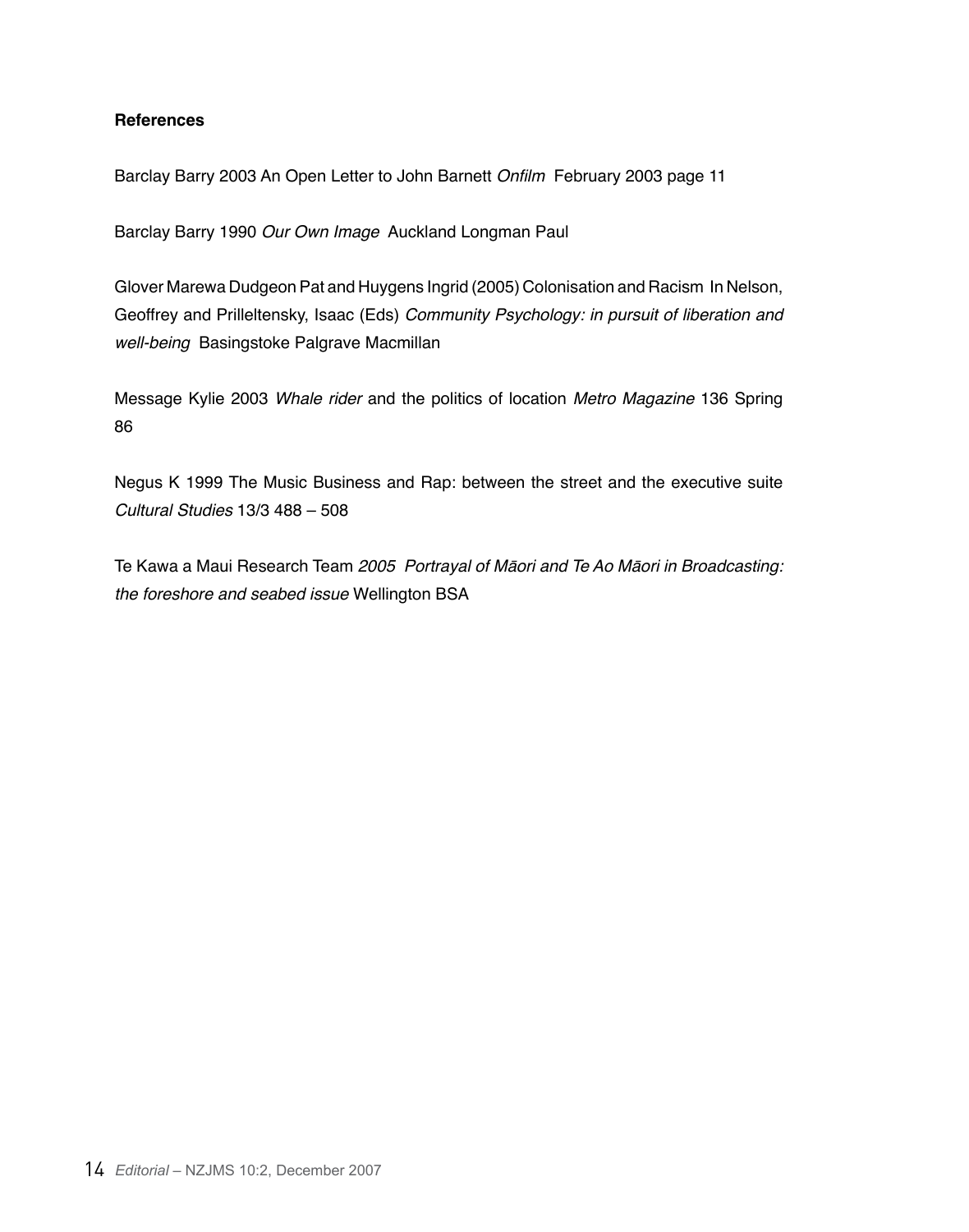**References**

Barclay Barry 2003 An Open Letter to John Barnett *Onfilm* February 2003 page 11

Barclay Barry 1990 *Our Own Image* Auckland Longman Paul

Glover Marewa Dudgeon Pat and Huygens Ingrid (2005) Colonisation and Racism In Nelson, Geoffrey and Prilleltensky, Isaac (Eds) *Community Psychology: in pursuit of liberation and well-being* Basingstoke Palgrave Macmillan

Message Kylie 2003 *Whale rider* and the politics of location *Metro Magazine* 136 Spring 86

Negus K 1999 The Music Business and Rap: between the street and the executive suite *Cultural Studies* 13/3 488 – 508

Te Kawa a Maui Research Team *2005 Portrayal of Māori and Te Ao Māori in Broadcasting: the foreshore and seabed issue* Wellington BSA